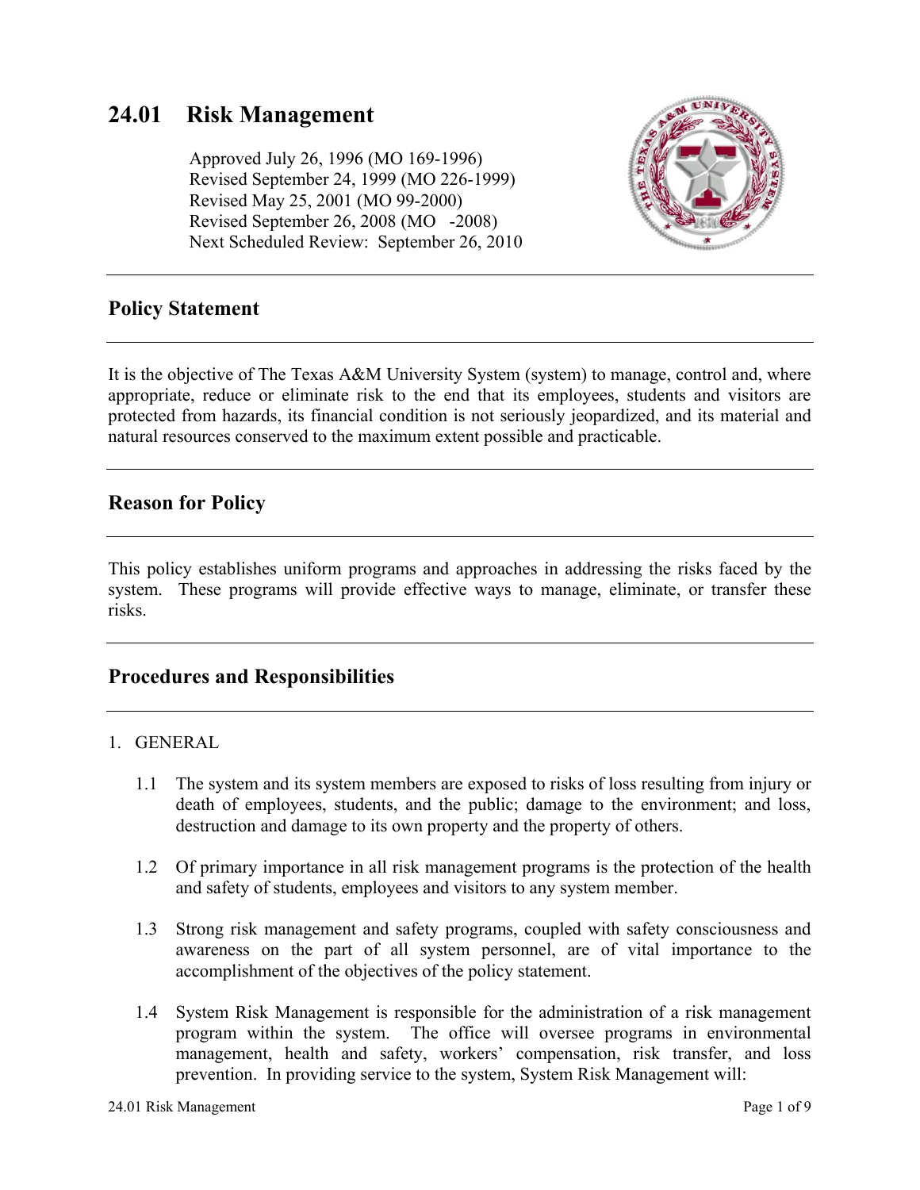# 24.01 Risk Management

Approved July 26, 1996 (MO 169-1996)
Revised September 24, 1999 (MO 226-1999)
Revised May 25, 2001 (MO 99-2000)
Revised September 26, 2008 (MO -2008)
Next Scheduled Review: September 26, 2010

## Policy Statement

It is the objective of The Texas A&M University System (system) to manage, control and, where appropriate, reduce or eliminate risk to the end that its employees, students and visitors are protected from hazards, its financial condition is not seriously jeopardized, and its material and natural resources conserved to the maximum extent possible and practicable.

## Reason for Policy

This policy establishes uniform programs and approaches in addressing the risks faced by the system. These programs will provide effective ways to manage, eliminate, or transfer these risks.

## Procedures and Responsibilities

1. GENERAL

   1.1 The system and its system members are exposed to risks of loss resulting from injury or death of employees, students, and the public; damage to the environment; and loss, destruction and damage to its own property and the property of others.

   1.2 Of primary importance in all risk management programs is the protection of the health and safety of students, employees and visitors to any system member.

   1.3 Strong risk management and safety programs, coupled with safety consciousness and awareness on the part of all system personnel, are of vital importance to the accomplishment of the objectives of the policy statement.

   1.4 System Risk Management is responsible for the administration of a risk management program within the system. The office will oversee programs in environmental management, health and safety, workers' compensation, risk transfer, and loss prevention. In providing service to the system, System Risk Management will: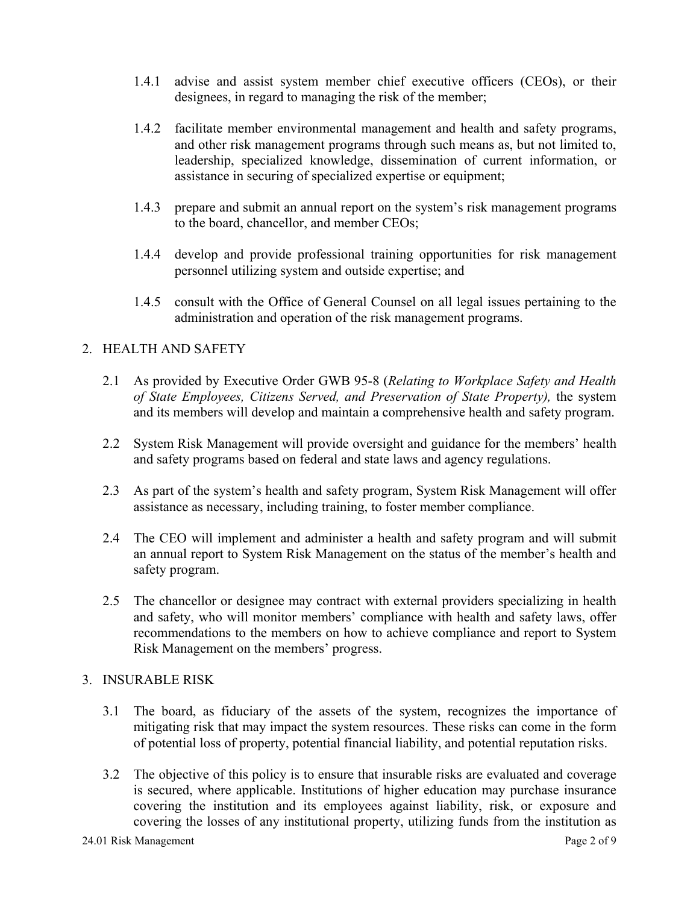1.4.1 advise and assist system member chief executive officers (CEOs), or their designees, in regard to managing the risk of the member;

1.4.2 facilitate member environmental management and health and safety programs, and other risk management programs through such means as, but not limited to, leadership, specialized knowledge, dissemination of current information, or assistance in securing of specialized expertise or equipment;

1.4.3 prepare and submit an annual report on the system's risk management programs to the board, chancellor, and member CEOs;

1.4.4 develop and provide professional training opportunities for risk management personnel utilizing system and outside expertise; and

1.4.5 consult with the Office of General Counsel on all legal issues pertaining to the administration and operation of the risk management programs.

## 2. HEALTH AND SAFETY

2.1 As provided by Executive Order GWB 95-8 (*Relating to Workplace Safety and Health of State Employees, Citizens Served, and Preservation of State Property),* the system and its members will develop and maintain a comprehensive health and safety program.

2.2 System Risk Management will provide oversight and guidance for the members' health and safety programs based on federal and state laws and agency regulations.

2.3 As part of the system's health and safety program, System Risk Management will offer assistance as necessary, including training, to foster member compliance.

2.4 The CEO will implement and administer a health and safety program and will submit an annual report to System Risk Management on the status of the member's health and safety program.

2.5 The chancellor or designee may contract with external providers specializing in health and safety, who will monitor members' compliance with health and safety laws, offer recommendations to the members on how to achieve compliance and report to System Risk Management on the members' progress.

## 3. INSURABLE RISK

3.1 The board, as fiduciary of the assets of the system, recognizes the importance of mitigating risk that may impact the system resources. These risks can come in the form of potential loss of property, potential financial liability, and potential reputation risks.

3.2 The objective of this policy is to ensure that insurable risks are evaluated and coverage is secured, where applicable. Institutions of higher education may purchase insurance covering the institution and its employees against liability, risk, or exposure and covering the losses of any institutional property, utilizing funds from the institution as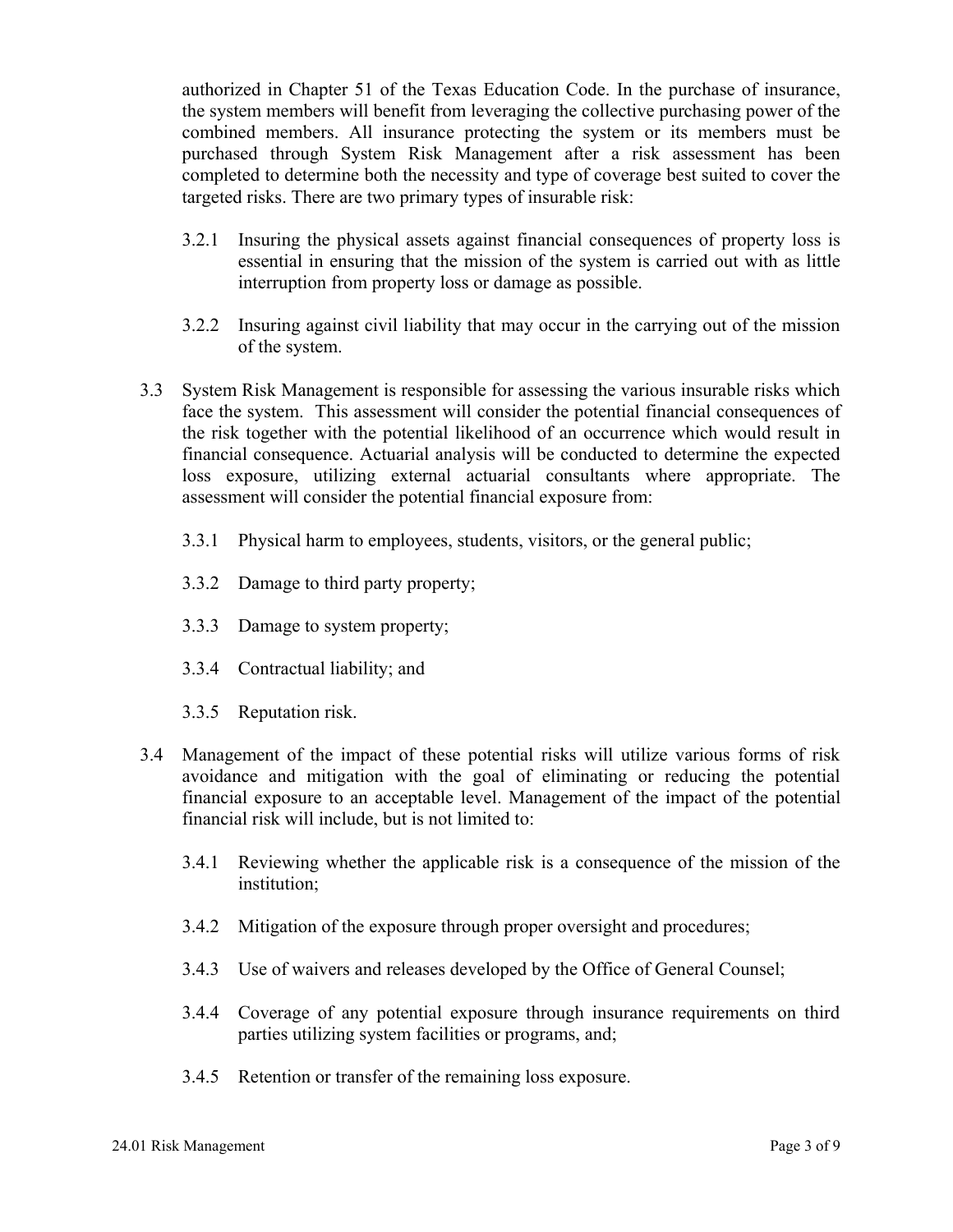authorized in Chapter 51 of the Texas Education Code. In the purchase of insurance, the system members will benefit from leveraging the collective purchasing power of the combined members. All insurance protecting the system or its members must be purchased through System Risk Management after a risk assessment has been completed to determine both the necessity and type of coverage best suited to cover the targeted risks. There are two primary types of insurable risk:

3.2.1 Insuring the physical assets against financial consequences of property loss is essential in ensuring that the mission of the system is carried out with as little interruption from property loss or damage as possible.

3.2.2 Insuring against civil liability that may occur in the carrying out of the mission of the system.

3.3 System Risk Management is responsible for assessing the various insurable risks which face the system. This assessment will consider the potential financial consequences of the risk together with the potential likelihood of an occurrence which would result in financial consequence. Actuarial analysis will be conducted to determine the expected loss exposure, utilizing external actuarial consultants where appropriate. The assessment will consider the potential financial exposure from:

3.3.1 Physical harm to employees, students, visitors, or the general public;

3.3.2 Damage to third party property;

3.3.3 Damage to system property;

3.3.4 Contractual liability; and

3.3.5 Reputation risk.

3.4 Management of the impact of these potential risks will utilize various forms of risk avoidance and mitigation with the goal of eliminating or reducing the potential financial exposure to an acceptable level. Management of the impact of the potential financial risk will include, but is not limited to:

3.4.1 Reviewing whether the applicable risk is a consequence of the mission of the institution;

3.4.2 Mitigation of the exposure through proper oversight and procedures;

3.4.3 Use of waivers and releases developed by the Office of General Counsel;

3.4.4 Coverage of any potential exposure through insurance requirements on third parties utilizing system facilities or programs, and;

3.4.5 Retention or transfer of the remaining loss exposure.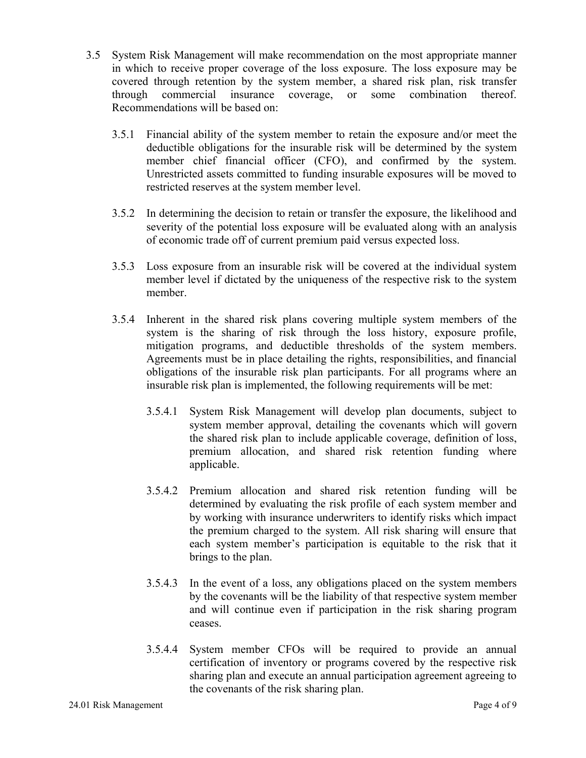3.5 System Risk Management will make recommendation on the most appropriate manner in which to receive proper coverage of the loss exposure. The loss exposure may be covered through retention by the system member, a shared risk plan, risk transfer through commercial insurance coverage, or some combination thereof. Recommendations will be based on:

3.5.1 Financial ability of the system member to retain the exposure and/or meet the deductible obligations for the insurable risk will be determined by the system member chief financial officer (CFO), and confirmed by the system. Unrestricted assets committed to funding insurable exposures will be moved to restricted reserves at the system member level.

3.5.2 In determining the decision to retain or transfer the exposure, the likelihood and severity of the potential loss exposure will be evaluated along with an analysis of economic trade off of current premium paid versus expected loss.

3.5.3 Loss exposure from an insurable risk will be covered at the individual system member level if dictated by the uniqueness of the respective risk to the system member.

3.5.4 Inherent in the shared risk plans covering multiple system members of the system is the sharing of risk through the loss history, exposure profile, mitigation programs, and deductible thresholds of the system members. Agreements must be in place detailing the rights, responsibilities, and financial obligations of the insurable risk plan participants. For all programs where an insurable risk plan is implemented, the following requirements will be met:

3.5.4.1 System Risk Management will develop plan documents, subject to system member approval, detailing the covenants which will govern the shared risk plan to include applicable coverage, definition of loss, premium allocation, and shared risk retention funding where applicable.

3.5.4.2 Premium allocation and shared risk retention funding will be determined by evaluating the risk profile of each system member and by working with insurance underwriters to identify risks which impact the premium charged to the system. All risk sharing will ensure that each system member's participation is equitable to the risk that it brings to the plan.

3.5.4.3 In the event of a loss, any obligations placed on the system members by the covenants will be the liability of that respective system member and will continue even if participation in the risk sharing program ceases.

3.5.4.4 System member CFOs will be required to provide an annual certification of inventory or programs covered by the respective risk sharing plan and execute an annual participation agreement agreeing to the covenants of the risk sharing plan.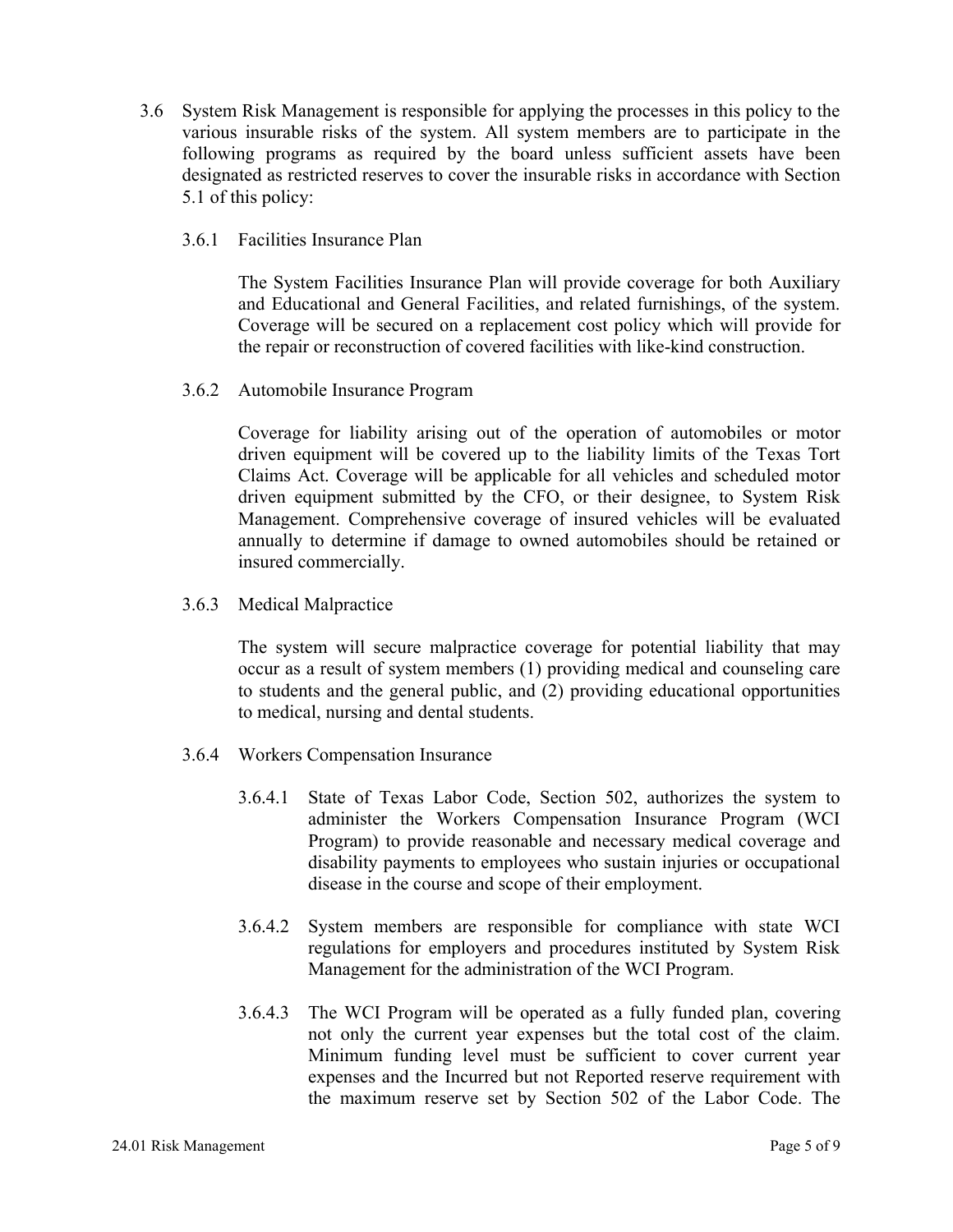3.6 System Risk Management is responsible for applying the processes in this policy to the various insurable risks of the system. All system members are to participate in the following programs as required by the board unless sufficient assets have been designated as restricted reserves to cover the insurable risks in accordance with Section 5.1 of this policy:

3.6.1 Facilities Insurance Plan

The System Facilities Insurance Plan will provide coverage for both Auxiliary and Educational and General Facilities, and related furnishings, of the system. Coverage will be secured on a replacement cost policy which will provide for the repair or reconstruction of covered facilities with like-kind construction.

3.6.2 Automobile Insurance Program

Coverage for liability arising out of the operation of automobiles or motor driven equipment will be covered up to the liability limits of the Texas Tort Claims Act. Coverage will be applicable for all vehicles and scheduled motor driven equipment submitted by the CFO, or their designee, to System Risk Management. Comprehensive coverage of insured vehicles will be evaluated annually to determine if damage to owned automobiles should be retained or insured commercially.

3.6.3 Medical Malpractice

The system will secure malpractice coverage for potential liability that may occur as a result of system members (1) providing medical and counseling care to students and the general public, and (2) providing educational opportunities to medical, nursing and dental students.

3.6.4 Workers Compensation Insurance

3.6.4.1 State of Texas Labor Code, Section 502, authorizes the system to administer the Workers Compensation Insurance Program (WCI Program) to provide reasonable and necessary medical coverage and disability payments to employees who sustain injuries or occupational disease in the course and scope of their employment.

3.6.4.2 System members are responsible for compliance with state WCI regulations for employers and procedures instituted by System Risk Management for the administration of the WCI Program.

3.6.4.3 The WCI Program will be operated as a fully funded plan, covering not only the current year expenses but the total cost of the claim. Minimum funding level must be sufficient to cover current year expenses and the Incurred but not Reported reserve requirement with the maximum reserve set by Section 502 of the Labor Code. The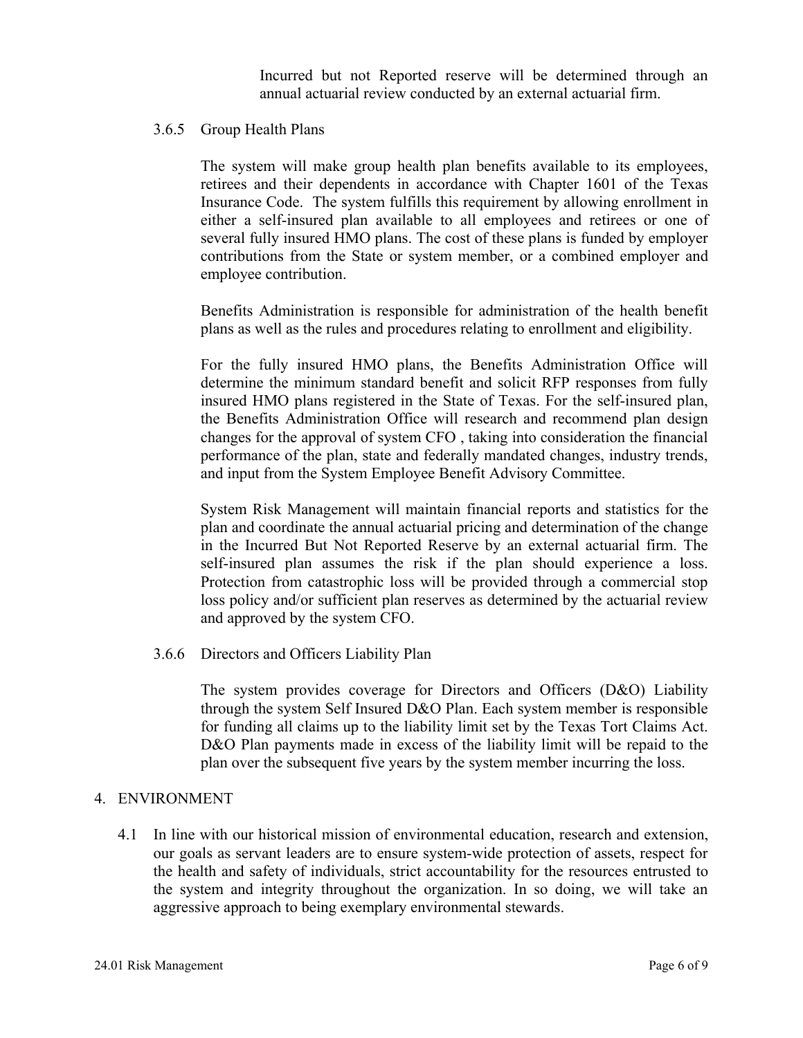Incurred but not Reported reserve will be determined through an annual actuarial review conducted by an external actuarial firm.

3.6.5 Group Health Plans

The system will make group health plan benefits available to its employees, retirees and their dependents in accordance with Chapter 1601 of the Texas Insurance Code. The system fulfills this requirement by allowing enrollment in either a self-insured plan available to all employees and retirees or one of several fully insured HMO plans. The cost of these plans is funded by employer contributions from the State or system member, or a combined employer and employee contribution.

Benefits Administration is responsible for administration of the health benefit plans as well as the rules and procedures relating to enrollment and eligibility.

For the fully insured HMO plans, the Benefits Administration Office will determine the minimum standard benefit and solicit RFP responses from fully insured HMO plans registered in the State of Texas. For the self-insured plan, the Benefits Administration Office will research and recommend plan design changes for the approval of system CFO , taking into consideration the financial performance of the plan, state and federally mandated changes, industry trends, and input from the System Employee Benefit Advisory Committee.

System Risk Management will maintain financial reports and statistics for the plan and coordinate the annual actuarial pricing and determination of the change in the Incurred But Not Reported Reserve by an external actuarial firm. The self-insured plan assumes the risk if the plan should experience a loss. Protection from catastrophic loss will be provided through a commercial stop loss policy and/or sufficient plan reserves as determined by the actuarial review and approved by the system CFO.

3.6.6 Directors and Officers Liability Plan

The system provides coverage for Directors and Officers (D&O) Liability through the system Self Insured D&O Plan. Each system member is responsible for funding all claims up to the liability limit set by the Texas Tort Claims Act. D&O Plan payments made in excess of the liability limit will be repaid to the plan over the subsequent five years by the system member incurring the loss.

## 4. ENVIRONMENT

4.1 In line with our historical mission of environmental education, research and extension, our goals as servant leaders are to ensure system-wide protection of assets, respect for the health and safety of individuals, strict accountability for the resources entrusted to the system and integrity throughout the organization. In so doing, we will take an aggressive approach to being exemplary environmental stewards.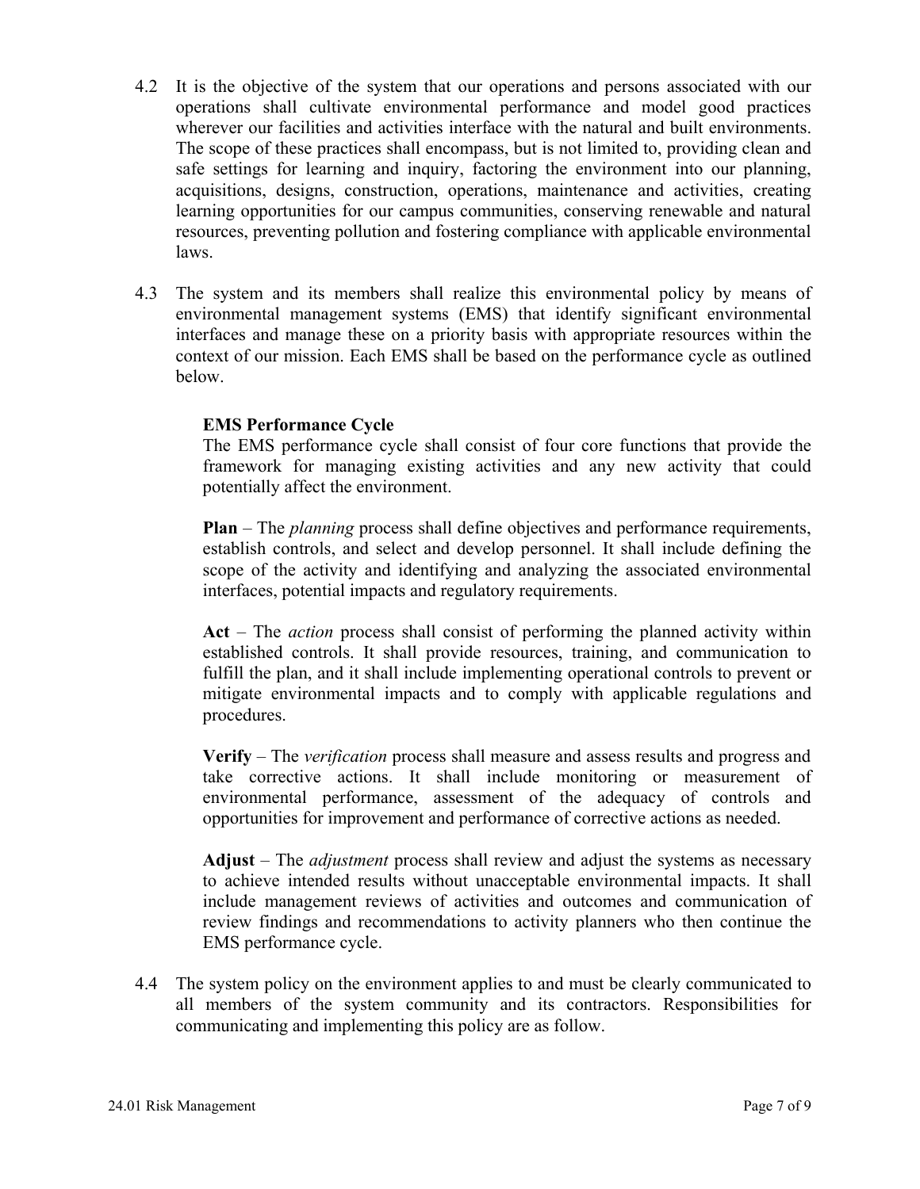4.2 It is the objective of the system that our operations and persons associated with our operations shall cultivate environmental performance and model good practices wherever our facilities and activities interface with the natural and built environments. The scope of these practices shall encompass, but is not limited to, providing clean and safe settings for learning and inquiry, factoring the environment into our planning, acquisitions, designs, construction, operations, maintenance and activities, creating learning opportunities for our campus communities, conserving renewable and natural resources, preventing pollution and fostering compliance with applicable environmental laws.

4.3 The system and its members shall realize this environmental policy by means of environmental management systems (EMS) that identify significant environmental interfaces and manage these on a priority basis with appropriate resources within the context of our mission. Each EMS shall be based on the performance cycle as outlined below.

**EMS Performance Cycle**

The EMS performance cycle shall consist of four core functions that provide the framework for managing existing activities and any new activity that could potentially affect the environment.

**Plan** – The *planning* process shall define objectives and performance requirements, establish controls, and select and develop personnel. It shall include defining the scope of the activity and identifying and analyzing the associated environmental interfaces, potential impacts and regulatory requirements.

**Act** – The *action* process shall consist of performing the planned activity within established controls. It shall provide resources, training, and communication to fulfill the plan, and it shall include implementing operational controls to prevent or mitigate environmental impacts and to comply with applicable regulations and procedures.

**Verify** – The *verification* process shall measure and assess results and progress and take corrective actions. It shall include monitoring or measurement of environmental performance, assessment of the adequacy of controls and opportunities for improvement and performance of corrective actions as needed.

**Adjust** – The *adjustment* process shall review and adjust the systems as necessary to achieve intended results without unacceptable environmental impacts. It shall include management reviews of activities and outcomes and communication of review findings and recommendations to activity planners who then continue the EMS performance cycle.

4.4 The system policy on the environment applies to and must be clearly communicated to all members of the system community and its contractors. Responsibilities for communicating and implementing this policy are as follow.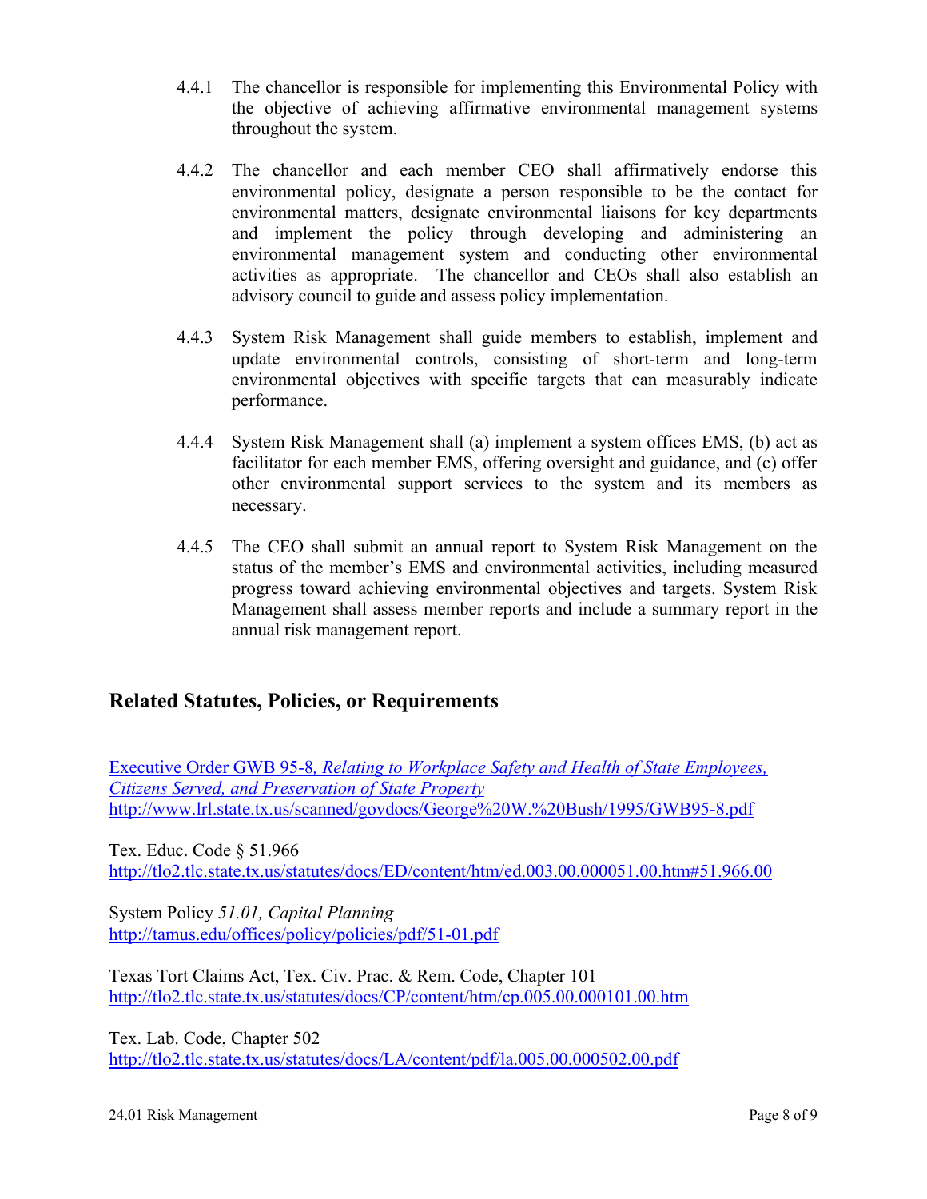4.4.1 The chancellor is responsible for implementing this Environmental Policy with the objective of achieving affirmative environmental management systems throughout the system.

4.4.2 The chancellor and each member CEO shall affirmatively endorse this environmental policy, designate a person responsible to be the contact for environmental matters, designate environmental liaisons for key departments and implement the policy through developing and administering an environmental management system and conducting other environmental activities as appropriate. The chancellor and CEOs shall also establish an advisory council to guide and assess policy implementation.

4.4.3 System Risk Management shall guide members to establish, implement and update environmental controls, consisting of short-term and long-term environmental objectives with specific targets that can measurably indicate performance.

4.4.4 System Risk Management shall (a) implement a system offices EMS, (b) act as facilitator for each member EMS, offering oversight and guidance, and (c) offer other environmental support services to the system and its members as necessary.

4.4.5 The CEO shall submit an annual report to System Risk Management on the status of the member's EMS and environmental activities, including measured progress toward achieving environmental objectives and targets. System Risk Management shall assess member reports and include a summary report in the annual risk management report.

---

## Related Statutes, Policies, or Requirements

---

Executive Order GWB 95-8, *Relating to Workplace Safety and Health of State Employees, Citizens Served, and Preservation of State Property*
http://www.lrl.state.tx.us/scanned/govdocs/George%20W.%20Bush/1995/GWB95-8.pdf

Tex. Educ. Code § 51.966
http://tlo2.tlc.state.tx.us/statutes/docs/ED/content/htm/ed.003.00.000051.00.htm#51.966.00

System Policy *51.01, Capital Planning*
http://tamus.edu/offices/policy/policies/pdf/51-01.pdf

Texas Tort Claims Act, Tex. Civ. Prac. & Rem. Code, Chapter 101
http://tlo2.tlc.state.tx.us/statutes/docs/CP/content/htm/cp.005.00.000101.00.htm

Tex. Lab. Code, Chapter 502
http://tlo2.tlc.state.tx.us/statutes/docs/LA/content/pdf/la.005.00.000502.00.pdf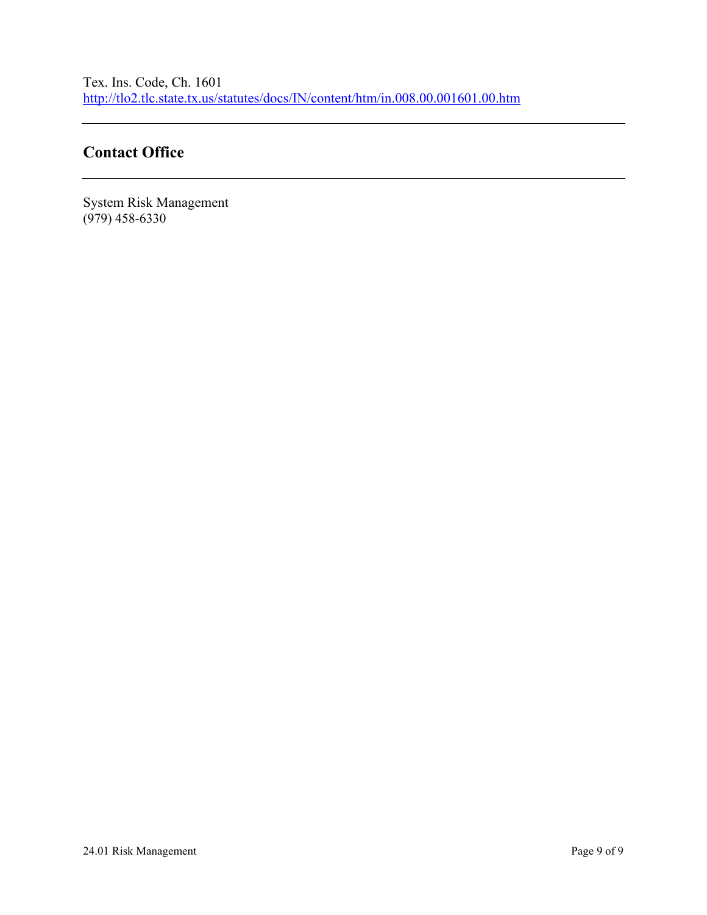Tex. Ins. Code, Ch. 1601
http://tlo2.tlc.state.tx.us/statutes/docs/IN/content/htm/in.008.00.001601.00.htm

---

## Contact Office

---

System Risk Management
(979) 458-6330